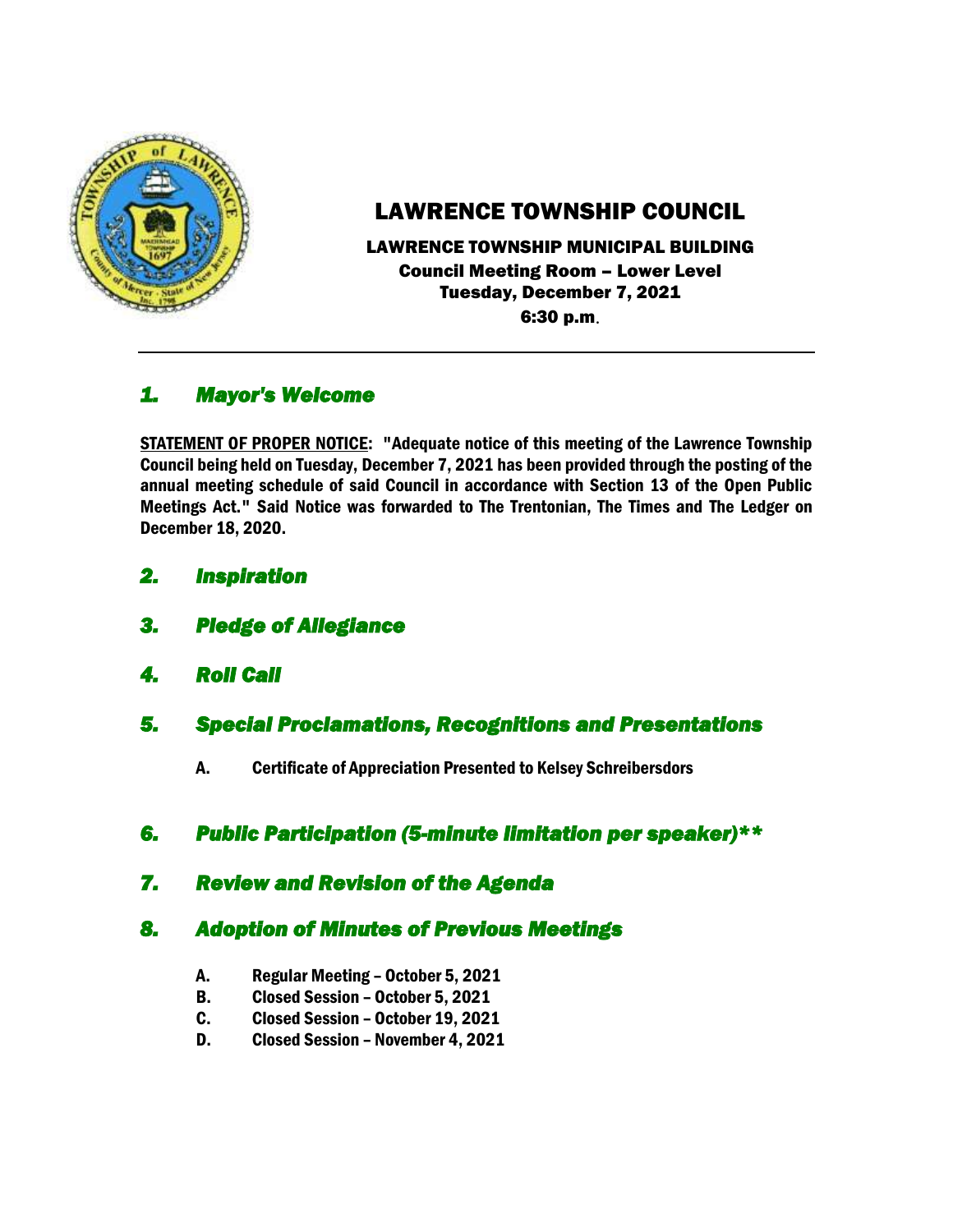# LAWRENCE TOWNSHIP COUNCIL

**LAWRENCE TOWNSHIP MUNICIPAL BUILDING**
**Council Meeting Room – Lower Level**
**Tuesday, December 7, 2021**
**6:30 p.m.**

---

## *1. Mayor's Welcome*

**STATEMENT OF PROPER NOTICE: "Adequate notice of this meeting of the Lawrence Township Council being held on Tuesday, December 7, 2021 has been provided through the posting of the annual meeting schedule of said Council in accordance with Section 13 of the Open Public Meetings Act." Said Notice was forwarded to The Trentonian, The Times and The Ledger on December 18, 2020.**

## *2. Inspiration*

## *3. Pledge of Allegiance*

## *4. Roll Call*

## *5. Special Proclamations, Recognitions and Presentations*

**A. Certificate of Appreciation Presented to Kelsey Schreibersdors**

## *6. Public Participation (5-minute limitation per speaker)\*\**

## *7. Review and Revision of the Agenda*

## *8. Adoption of Minutes of Previous Meetings*

**A. Regular Meeting – October 5, 2021**
**B. Closed Session – October 5, 2021**
**C. Closed Session – October 19, 2021**
**D. Closed Session – November 4, 2021**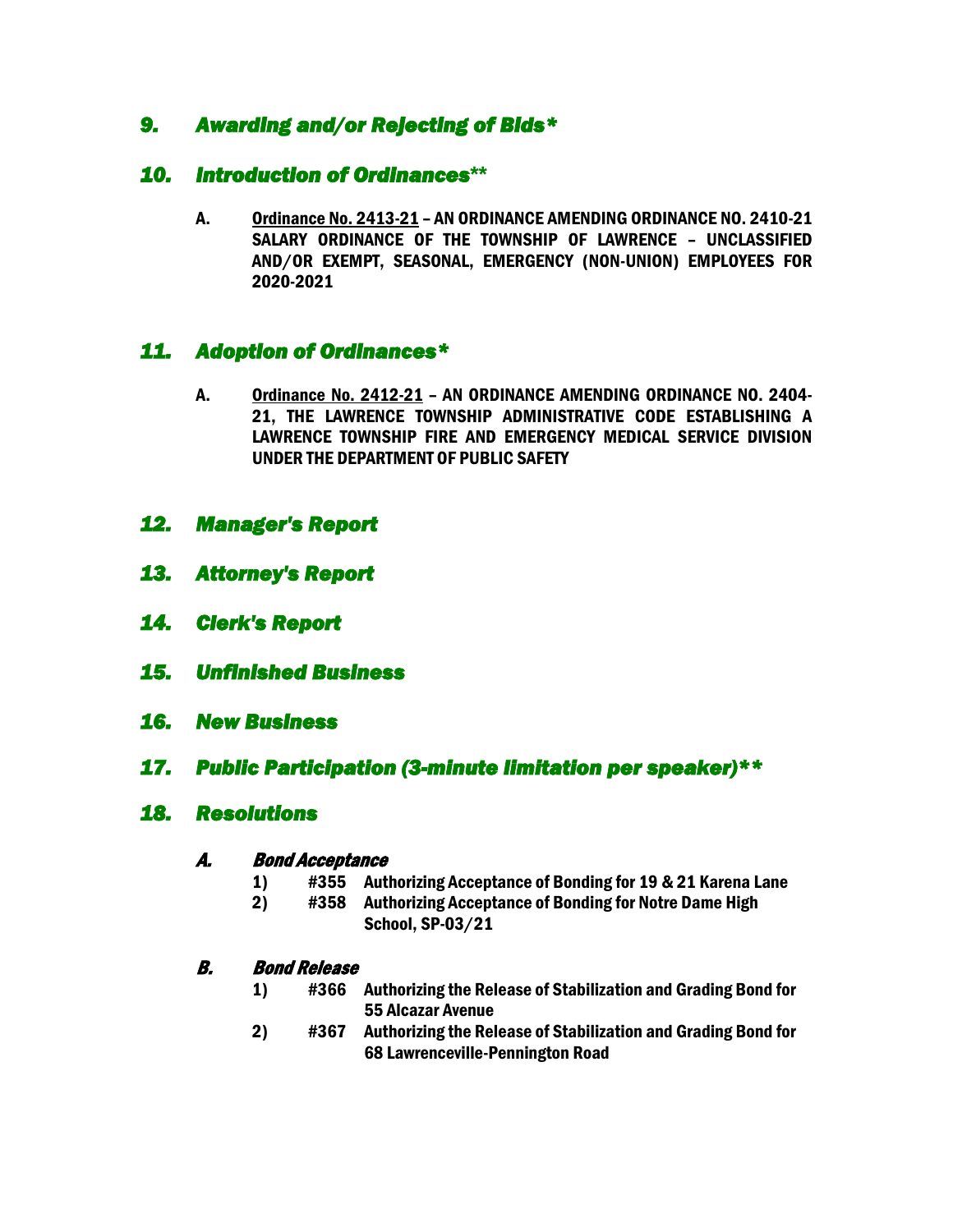## *9. Awarding and/or Rejecting of Bids**

## *10. Introduction of Ordinances***

**A. <u>Ordinance No. 2413-21</u> – AN ORDINANCE AMENDING ORDINANCE NO. 2410-21 SALARY ORDINANCE OF THE TOWNSHIP OF LAWRENCE – UNCLASSIFIED AND/OR EXEMPT, SEASONAL, EMERGENCY (NON-UNION) EMPLOYEES FOR 2020-2021**

## *11. Adoption of Ordinances**

**A. <u>Ordinance No. 2412-21</u> – AN ORDINANCE AMENDING ORDINANCE NO. 2404-21, THE LAWRENCE TOWNSHIP ADMINISTRATIVE CODE ESTABLISHING A LAWRENCE TOWNSHIP FIRE AND EMERGENCY MEDICAL SERVICE DIVISION UNDER THE DEPARTMENT OF PUBLIC SAFETY**

## *12. Manager's Report*

## *13. Attorney's Report*

## *14. Clerk's Report*

## *15. Unfinished Business*

## *16. New Business*

## *17. Public Participation (3-minute limitation per speaker)***

## *18. Resolutions*

### *A. Bond Acceptance*

1) **#355 Authorizing Acceptance of Bonding for 19 & 21 Karena Lane**
2) **#358 Authorizing Acceptance of Bonding for Notre Dame High School, SP-03/21**

### *B. Bond Release*

1) **#366 Authorizing the Release of Stabilization and Grading Bond for 55 Alcazar Avenue**
2) **#367 Authorizing the Release of Stabilization and Grading Bond for 68 Lawrenceville-Pennington Road**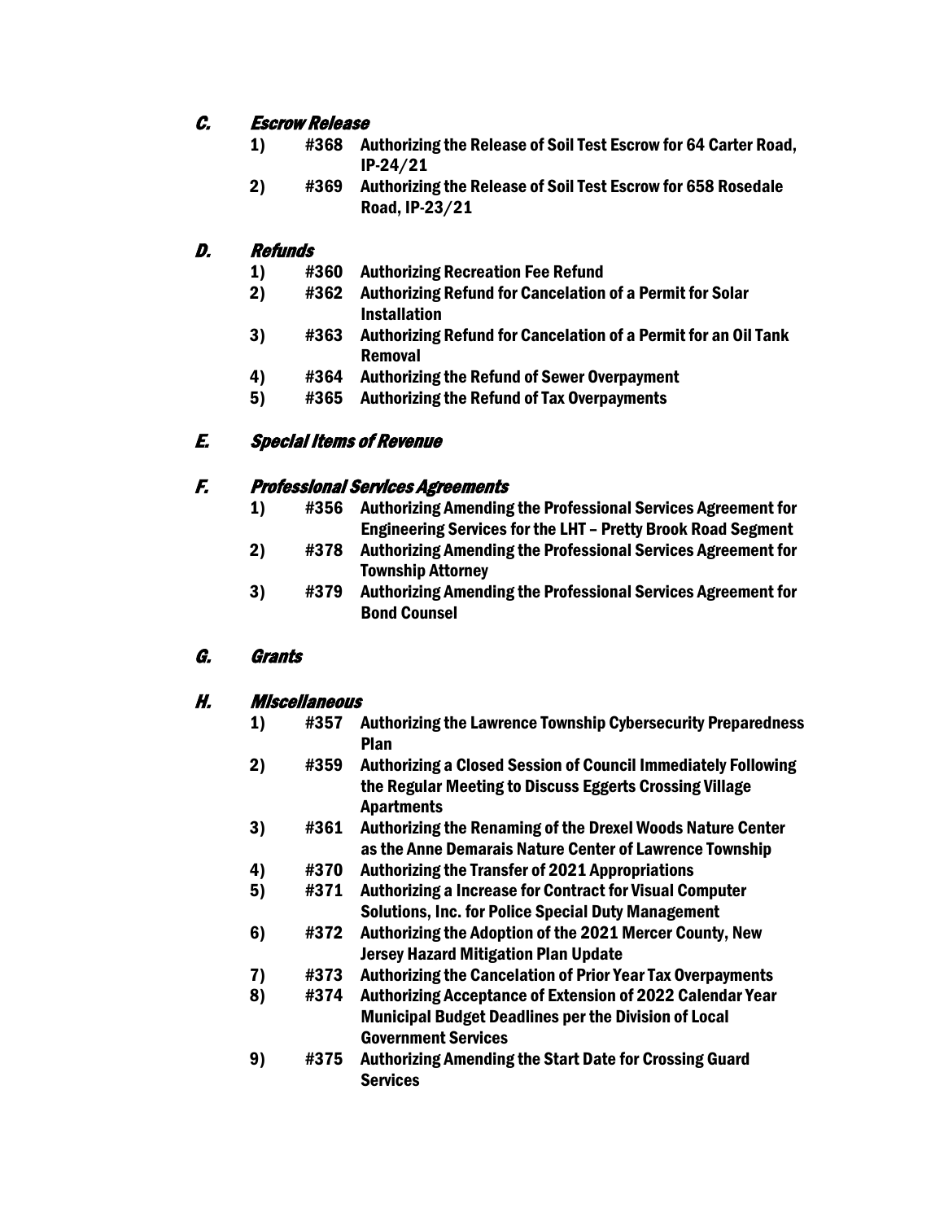### *C. Escrow Release*

1) **#368 Authorizing the Release of Soil Test Escrow for 64 Carter Road, IP-24/21**
2) **#369 Authorizing the Release of Soil Test Escrow for 658 Rosedale Road, IP-23/21**

### *D. Refunds*

1) **#360 Authorizing Recreation Fee Refund**
2) **#362 Authorizing Refund for Cancelation of a Permit for Solar Installation**
3) **#363 Authorizing Refund for Cancelation of a Permit for an Oil Tank Removal**
4) **#364 Authorizing the Refund of Sewer Overpayment**
5) **#365 Authorizing the Refund of Tax Overpayments**

### *E. Special Items of Revenue*

### *F. Professional Services Agreements*

1) **#356 Authorizing Amending the Professional Services Agreement for Engineering Services for the LHT – Pretty Brook Road Segment**
2) **#378 Authorizing Amending the Professional Services Agreement for Township Attorney**
3) **#379 Authorizing Amending the Professional Services Agreement for Bond Counsel**

### *G. Grants*

### *H. Miscellaneous*

1) **#357 Authorizing the Lawrence Township Cybersecurity Preparedness Plan**
2) **#359 Authorizing a Closed Session of Council Immediately Following the Regular Meeting to Discuss Eggerts Crossing Village Apartments**
3) **#361 Authorizing the Renaming of the Drexel Woods Nature Center as the Anne Demarais Nature Center of Lawrence Township**
4) **#370 Authorizing the Transfer of 2021 Appropriations**
5) **#371 Authorizing a Increase for Contract for Visual Computer Solutions, Inc. for Police Special Duty Management**
6) **#372 Authorizing the Adoption of the 2021 Mercer County, New Jersey Hazard Mitigation Plan Update**
7) **#373 Authorizing the Cancelation of Prior Year Tax Overpayments**
8) **#374 Authorizing Acceptance of Extension of 2022 Calendar Year Municipal Budget Deadlines per the Division of Local Government Services**
9) **#375 Authorizing Amending the Start Date for Crossing Guard Services**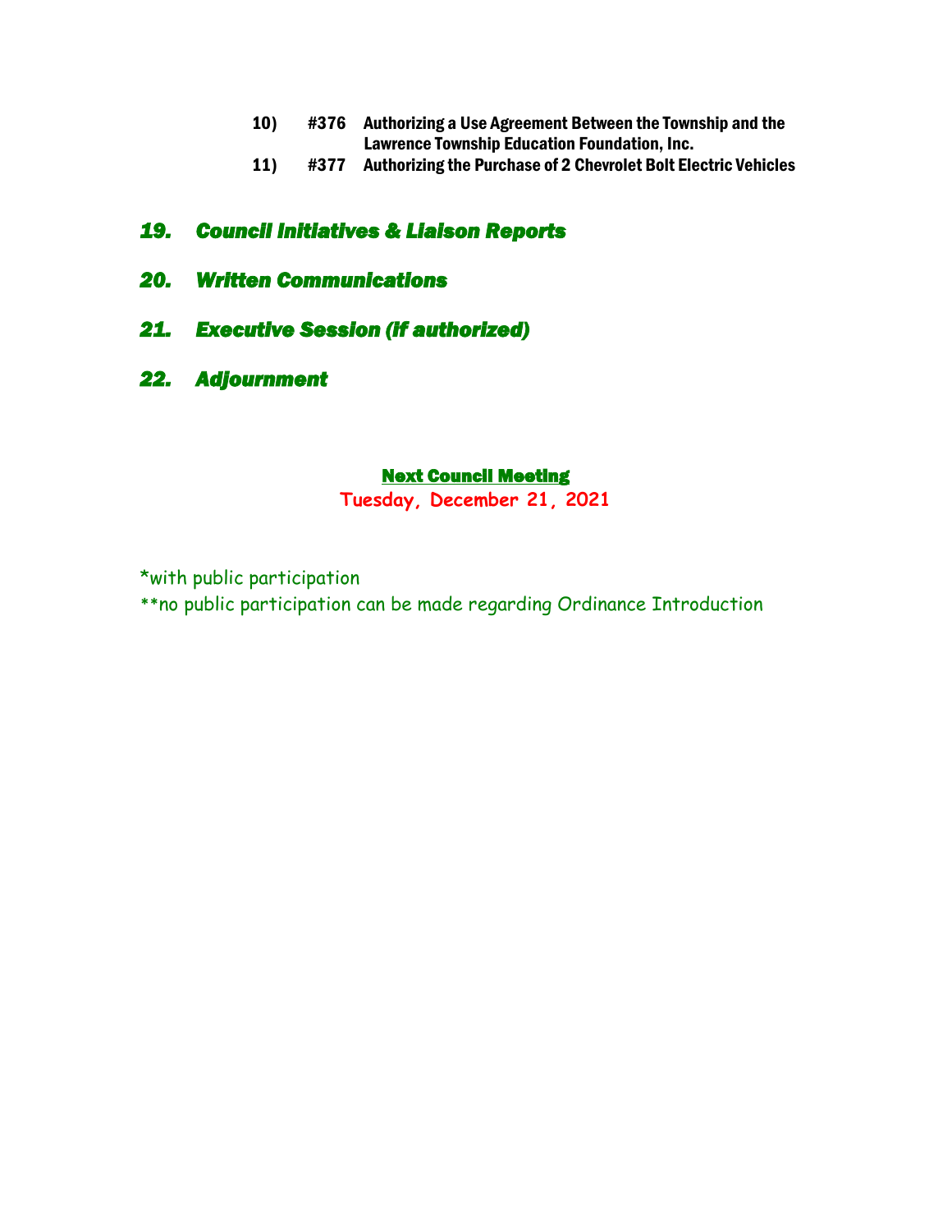10) #376 Authorizing a Use Agreement Between the Township and the Lawrence Township Education Foundation, Inc.

11) #377 Authorizing the Purchase of 2 Chevrolet Bolt Electric Vehicles

## *19. Council Initiatives & Liaison Reports*

## *20. Written Communications*

## *21. Executive Session (if authorized)*

## *22. Adjournment*

**Next Council Meeting**

**Tuesday, December 21, 2021**

*with public participation

**no public participation can be made regarding Ordinance Introduction